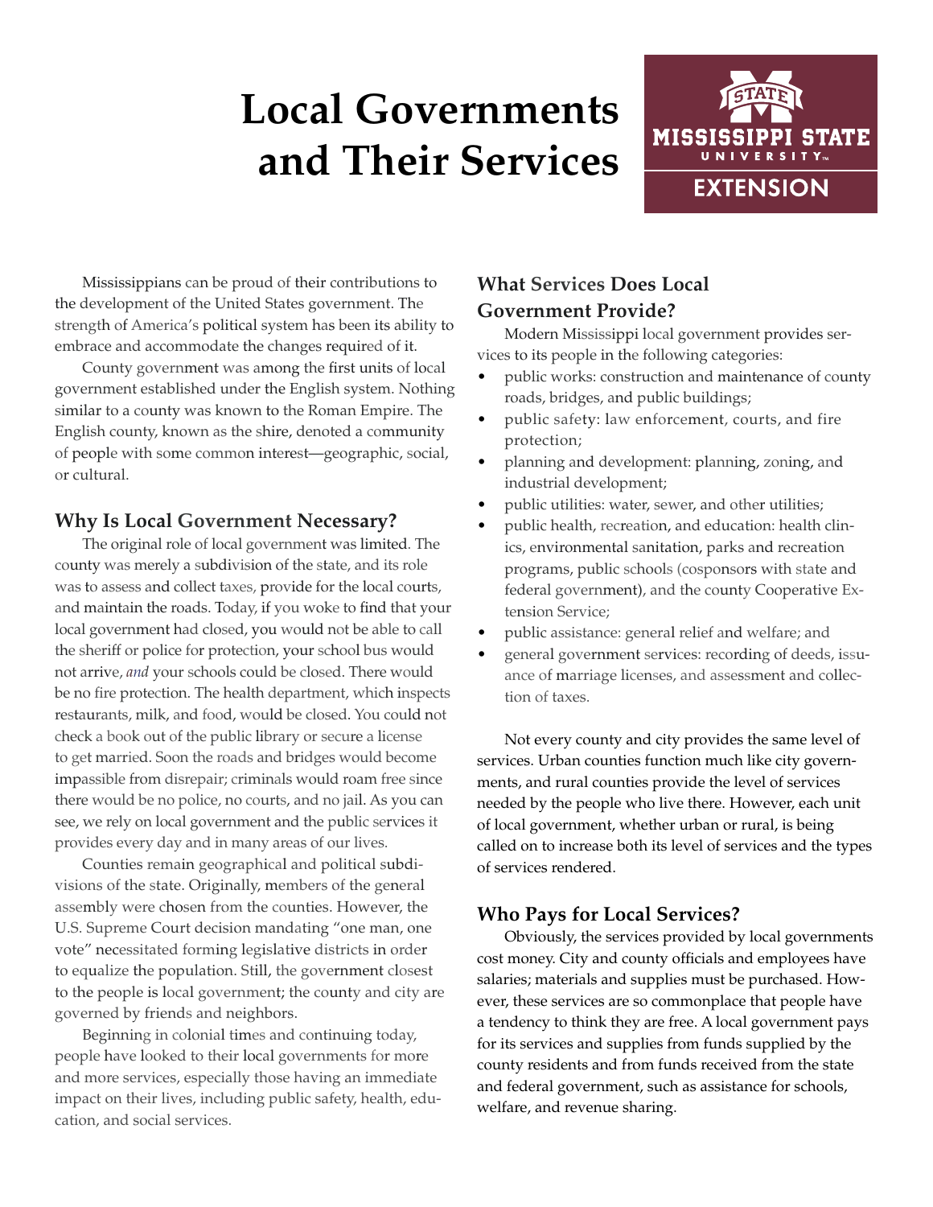# Local Governments and Their Services

Mississippians can be proud of their contributions to the development of the United States government. The strength of America's political system has been its ability to embrace and accommodate the changes required of it.

County government was among the first units of local government established under the English system. Nothing similar to a county was known to the Roman Empire. The English county, known as the shire, denoted a community of people with some common interest—geographic, social, or cultural.

## Why Is Local Government Necessary?

The original role of local government was limited. The county was merely a subdivision of the state, and its role was to assess and collect taxes, provide for the local courts, and maintain the roads. Today, if you woke to find that your local government had closed, you would not be able to call the sheriff or police for protection, your school bus would not arrive, *and* your schools could be closed. There would be no fire protection. The health department, which inspects restaurants, milk, and food, would be closed. You could not check a book out of the public library or secure a license to get married. Soon the roads and bridges would become impassible from disrepair; criminals would roam free since there would be no police, no courts, and no jail. As you can see, we rely on local government and the public services it provides every day and in many areas of our lives.

Counties remain geographical and political subdivisions of the state. Originally, members of the general assembly were chosen from the counties. However, the U.S. Supreme Court decision mandating "one man, one vote" necessitated forming legislative districts in order to equalize the population. Still, the government closest to the people is local government; the county and city are governed by friends and neighbors.

Beginning in colonial times and continuing today, people have looked to their local governments for more and more services, especially those having an immediate impact on their lives, including public safety, health, education, and social services.

## What Services Does Local Government Provide?

Modern Mississippi local government provides services to its people in the following categories:

- public works: construction and maintenance of county roads, bridges, and public buildings;
- public safety: law enforcement, courts, and fire protection;
- planning and development: planning, zoning, and industrial development;
- public utilities: water, sewer, and other utilities;
- public health, recreation, and education: health clinics, environmental sanitation, parks and recreation programs, public schools (cosponsors with state and federal government), and the county Cooperative Extension Service;
- public assistance: general relief and welfare; and
- general government services: recording of deeds, issuance of marriage licenses, and assessment and collection of taxes.

Not every county and city provides the same level of services. Urban counties function much like city governments, and rural counties provide the level of services needed by the people who live there. However, each unit of local government, whether urban or rural, is being called on to increase both its level of services and the types of services rendered.

## Who Pays for Local Services?

Obviously, the services provided by local governments cost money. City and county officials and employees have salaries; materials and supplies must be purchased. However, these services are so commonplace that people have a tendency to think they are free. A local government pays for its services and supplies from funds supplied by the county residents and from funds received from the state and federal government, such as assistance for schools, welfare, and revenue sharing.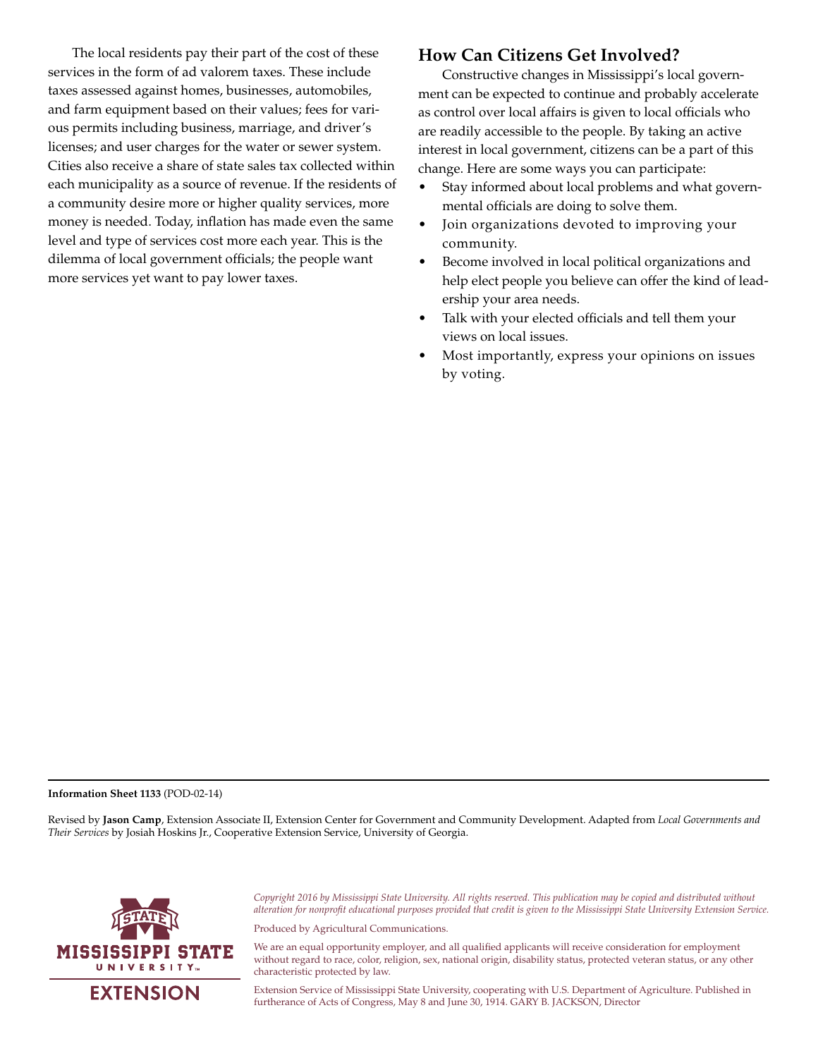The local residents pay their part of the cost of these services in the form of ad valorem taxes. These include taxes assessed against homes, businesses, automobiles, and farm equipment based on their values; fees for various permits including business, marriage, and driver's licenses; and user charges for the water or sewer system. Cities also receive a share of state sales tax collected within each municipality as a source of revenue. If the residents of a community desire more or higher quality services, more money is needed. Today, inflation has made even the same level and type of services cost more each year. This is the dilemma of local government officials; the people want more services yet want to pay lower taxes.

## How Can Citizens Get Involved?

Constructive changes in Mississippi's local government can be expected to continue and probably accelerate as control over local affairs is given to local officials who are readily accessible to the people. By taking an active interest in local government, citizens can be a part of this change. Here are some ways you can participate:

- Stay informed about local problems and what governmental officials are doing to solve them.
- Join organizations devoted to improving your community.
- Become involved in local political organizations and help elect people you believe can offer the kind of leadership your area needs.
- Talk with your elected officials and tell them your views on local issues.
- Most importantly, express your opinions on issues by voting.

---

**Information Sheet 1133** (POD-02-14)

Revised by **Jason Camp**, Extension Associate II, Extension Center for Government and Community Development. Adapted from *Local Governments and Their Services* by Josiah Hoskins Jr., Cooperative Extension Service, University of Georgia.

MISSISSIPPI STATE UNIVERSITY EXTENSION

*Copyright 2016 by Mississippi State University. All rights reserved. This publication may be copied and distributed without alteration for nonprofit educational purposes provided that credit is given to the Mississippi State University Extension Service.*

Produced by Agricultural Communications.

We are an equal opportunity employer, and all qualified applicants will receive consideration for employment without regard to race, color, religion, sex, national origin, disability status, protected veteran status, or any other characteristic protected by law.

Extension Service of Mississippi State University, cooperating with U.S. Department of Agriculture. Published in furtherance of Acts of Congress, May 8 and June 30, 1914. GARY B. JACKSON, Director